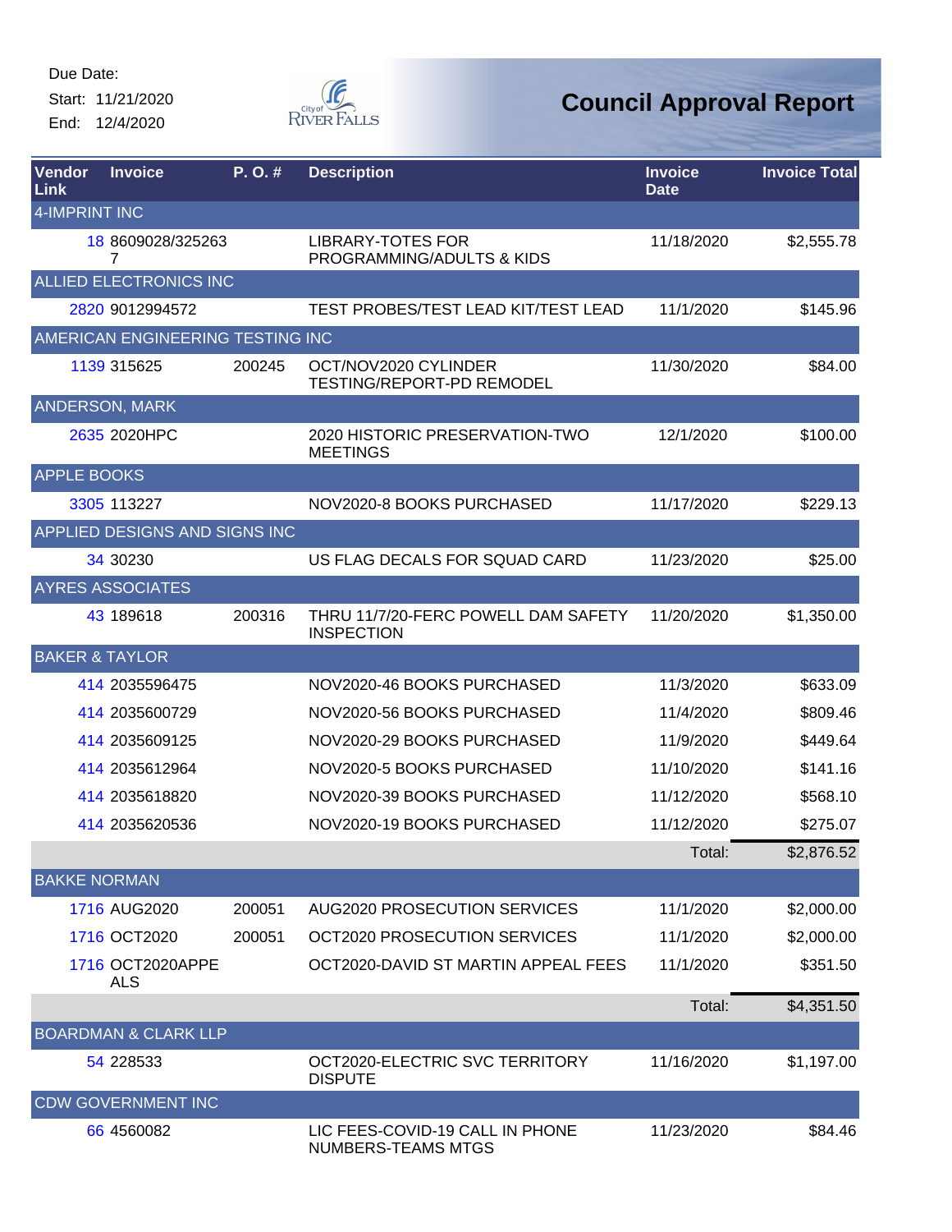Due Date:

Start: 11/21/2020

End: 12/4/2020

# Council Approval Report

| Vendor Link | Invoice | P. O. # | Description | Invoice Date | Invoice Total |
|---|---|---|---|---|---|
| 4-IMPRINT INC | | | | | |
| 18 | 8609028/3252637 | | LIBRARY-TOTES FOR PROGRAMMING/ADULTS & KIDS | 11/18/2020 | $2,555.78 |
| ALLIED ELECTRONICS INC | | | | | |
| 2820 | 9012994572 | | TEST PROBES/TEST LEAD KIT/TEST LEAD | 11/1/2020 | $145.96 |
| AMERICAN ENGINEERING TESTING INC | | | | | |
| 1139 | 315625 | 200245 | OCT/NOV2020 CYLINDER TESTING/REPORT-PD REMODEL | 11/30/2020 | $84.00 |
| ANDERSON, MARK | | | | | |
| 2635 | 2020HPC | | 2020 HISTORIC PRESERVATION-TWO MEETINGS | 12/1/2020 | $100.00 |
| APPLE BOOKS | | | | | |
| 3305 | 113227 | | NOV2020-8 BOOKS PURCHASED | 11/17/2020 | $229.13 |
| APPLIED DESIGNS AND SIGNS INC | | | | | |
| 34 | 30230 | | US FLAG DECALS FOR SQUAD CARD | 11/23/2020 | $25.00 |
| AYRES ASSOCIATES | | | | | |
| 43 | 189618 | 200316 | THRU 11/7/20-FERC POWELL DAM SAFETY INSPECTION | 11/20/2020 | $1,350.00 |
| BAKER & TAYLOR | | | | | |
| 414 | 2035596475 | | NOV2020-46 BOOKS PURCHASED | 11/3/2020 | $633.09 |
| 414 | 2035600729 | | NOV2020-56 BOOKS PURCHASED | 11/4/2020 | $809.46 |
| 414 | 2035609125 | | NOV2020-29 BOOKS PURCHASED | 11/9/2020 | $449.64 |
| 414 | 2035612964 | | NOV2020-5 BOOKS PURCHASED | 11/10/2020 | $141.16 |
| 414 | 2035618820 | | NOV2020-39 BOOKS PURCHASED | 11/12/2020 | $568.10 |
| 414 | 2035620536 | | NOV2020-19 BOOKS PURCHASED | 11/12/2020 | $275.07 |
| | | | | Total: | $2,876.52 |
| BAKKE NORMAN | | | | | |
| 1716 | AUG2020 | 200051 | AUG2020 PROSECUTION SERVICES | 11/1/2020 | $2,000.00 |
| 1716 | OCT2020 | 200051 | OCT2020 PROSECUTION SERVICES | 11/1/2020 | $2,000.00 |
| 1716 | OCT2020APPEALS | | OCT2020-DAVID ST MARTIN APPEAL FEES | 11/1/2020 | $351.50 |
| | | | | Total: | $4,351.50 |
| BOARDMAN & CLARK LLP | | | | | |
| 54 | 228533 | | OCT2020-ELECTRIC SVC TERRITORY DISPUTE | 11/16/2020 | $1,197.00 |
| CDW GOVERNMENT INC | | | | | |
| 66 | 4560082 | | LIC FEES-COVID-19 CALL IN PHONE NUMBERS-TEAMS MTGS | 11/23/2020 | $84.46 |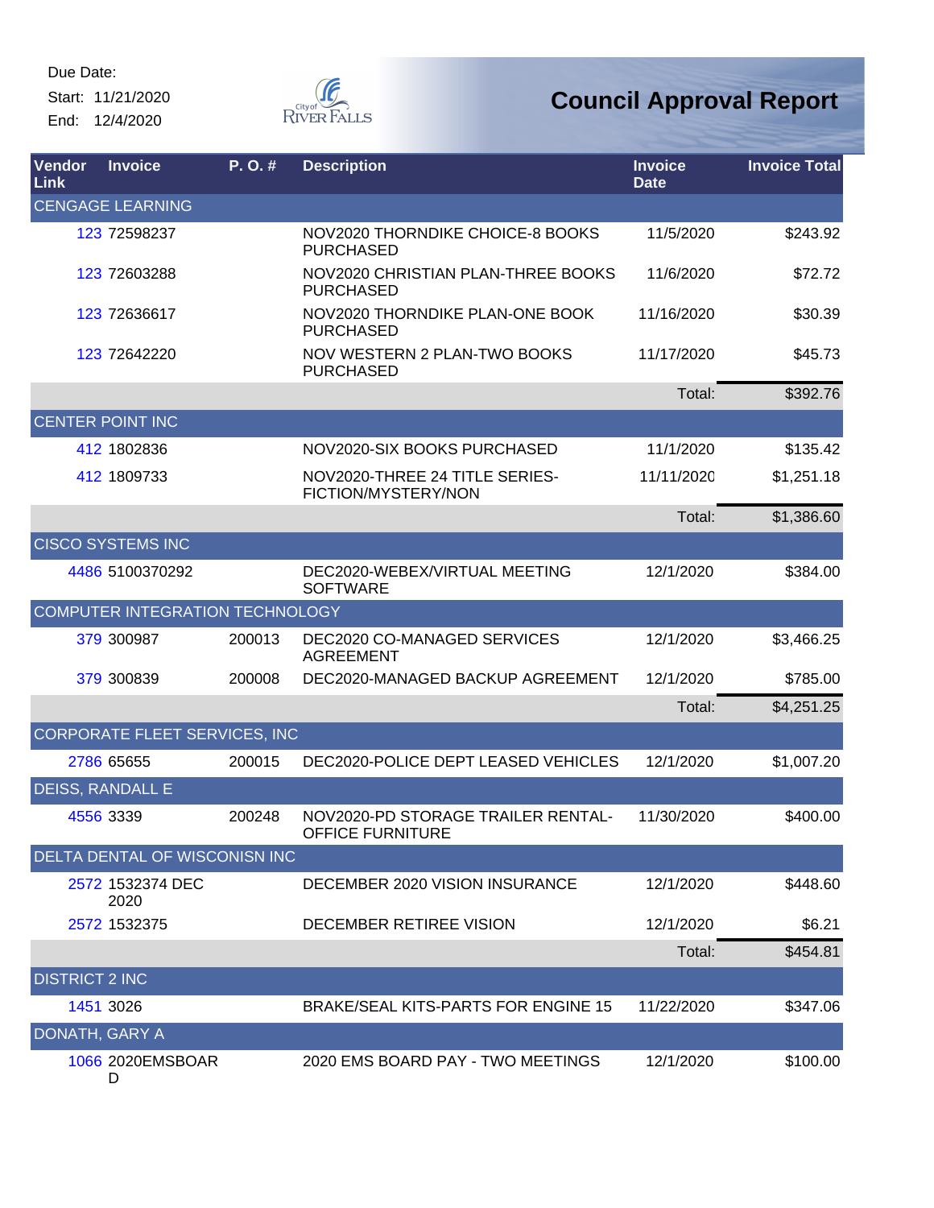Due Date:
Start: 11/21/2020
End: 12/4/2020

City of River Falls

# Council Approval Report

| Vendor Link | Invoice | P. O. # | Description | Invoice Date | Invoice Total |
|---|---|---|---|---|---|
| CENGAGE LEARNING | | | | | |
| 123 | 72598237 | | NOV2020 THORNDIKE CHOICE-8 BOOKS PURCHASED | 11/5/2020 | $243.92 |
| 123 | 72603288 | | NOV2020 CHRISTIAN PLAN-THREE BOOKS PURCHASED | 11/6/2020 | $72.72 |
| 123 | 72636617 | | NOV2020 THORNDIKE PLAN-ONE BOOK PURCHASED | 11/16/2020 | $30.39 |
| 123 | 72642220 | | NOV WESTERN 2 PLAN-TWO BOOKS PURCHASED | 11/17/2020 | $45.73 |
| | | | | Total: | $392.76 |
| CENTER POINT INC | | | | | |
| 412 | 1802836 | | NOV2020-SIX BOOKS PURCHASED | 11/1/2020 | $135.42 |
| 412 | 1809733 | | NOV2020-THREE 24 TITLE SERIES-FICTION/MYSTERY/NON | 11/11/2020 | $1,251.18 |
| | | | | Total: | $1,386.60 |
| CISCO SYSTEMS INC | | | | | |
| 4486 | 5100370292 | | DEC2020-WEBEX/VIRTUAL MEETING SOFTWARE | 12/1/2020 | $384.00 |
| COMPUTER INTEGRATION TECHNOLOGY | | | | | |
| 379 | 300987 | 200013 | DEC2020 CO-MANAGED SERVICES AGREEMENT | 12/1/2020 | $3,466.25 |
| 379 | 300839 | 200008 | DEC2020-MANAGED BACKUP AGREEMENT | 12/1/2020 | $785.00 |
| | | | | Total: | $4,251.25 |
| CORPORATE FLEET SERVICES, INC | | | | | |
| 2786 | 65655 | 200015 | DEC2020-POLICE DEPT LEASED VEHICLES | 12/1/2020 | $1,007.20 |
| DEISS, RANDALL E | | | | | |
| 4556 | 3339 | 200248 | NOV2020-PD STORAGE TRAILER RENTAL-OFFICE FURNITURE | 11/30/2020 | $400.00 |
| DELTA DENTAL OF WISCONISN INC | | | | | |
| 2572 | 1532374 DEC 2020 | | DECEMBER 2020 VISION INSURANCE | 12/1/2020 | $448.60 |
| 2572 | 1532375 | | DECEMBER RETIREE VISION | 12/1/2020 | $6.21 |
| | | | | Total: | $454.81 |
| DISTRICT 2 INC | | | | | |
| 1451 | 3026 | | BRAKE/SEAL KITS-PARTS FOR ENGINE 15 | 11/22/2020 | $347.06 |
| DONATH, GARY A | | | | | |
| 1066 | 2020EMSBOARD | | 2020 EMS BOARD PAY - TWO MEETINGS | 12/1/2020 | $100.00 |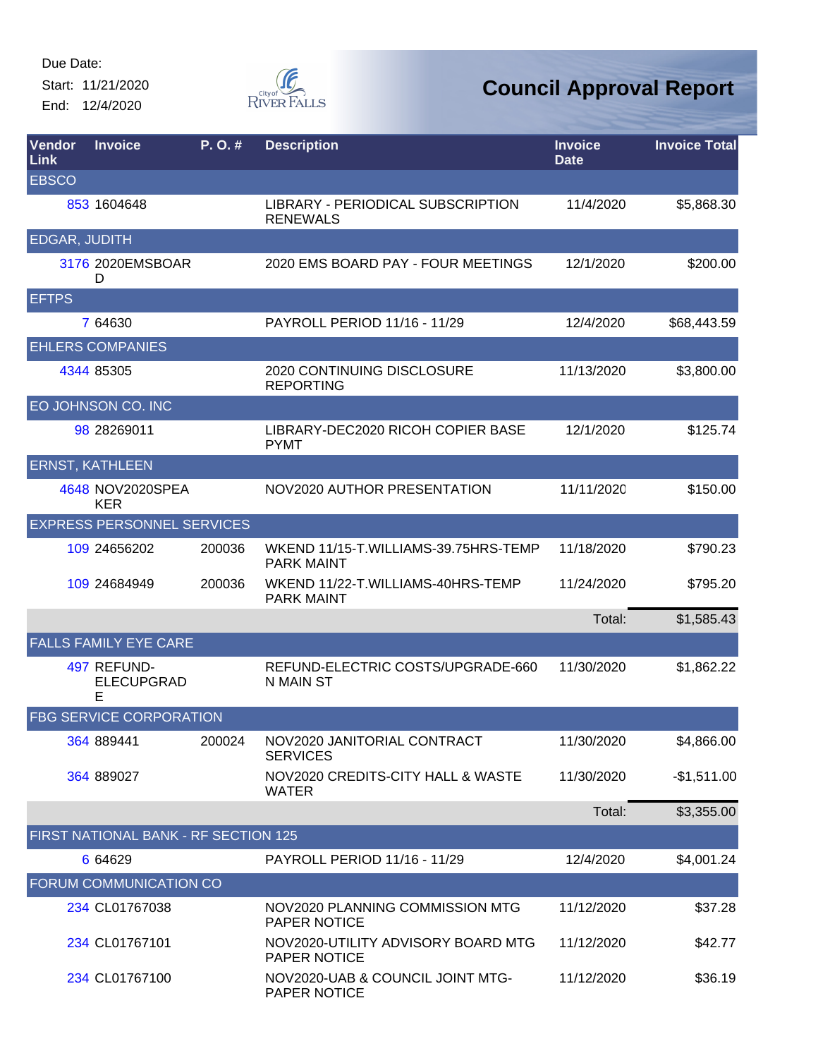Due Date:
Start: 11/21/2020
End: 12/4/2020

# Council Approval Report

| Vendor Link | Invoice | P. O. # | Description | Invoice Date | Invoice Total |
|---|---|---|---|---|---|
| EBSCO | | | | | |
| 853 | 1604648 | | LIBRARY - PERIODICAL SUBSCRIPTION RENEWALS | 11/4/2020 | $5,868.30 |
| EDGAR, JUDITH | | | | | |
| 3176 | 2020EMSBOARD | | 2020 EMS BOARD PAY - FOUR MEETINGS | 12/1/2020 | $200.00 |
| EFTPS | | | | | |
| 7 | 64630 | | PAYROLL PERIOD 11/16 - 11/29 | 12/4/2020 | $68,443.59 |
| EHLERS COMPANIES | | | | | |
| 4344 | 85305 | | 2020 CONTINUING DISCLOSURE REPORTING | 11/13/2020 | $3,800.00 |
| EO JOHNSON CO. INC | | | | | |
| 98 | 28269011 | | LIBRARY-DEC2020 RICOH COPIER BASE PYMT | 12/1/2020 | $125.74 |
| ERNST, KATHLEEN | | | | | |
| 4648 | NOV2020SPEAKER | | NOV2020 AUTHOR PRESENTATION | 11/11/2020 | $150.00 |
| EXPRESS PERSONNEL SERVICES | | | | | |
| 109 | 24656202 | 200036 | WKEND 11/15-T.WILLIAMS-39.75HRS-TEMP PARK MAINT | 11/18/2020 | $790.23 |
| 109 | 24684949 | 200036 | WKEND 11/22-T.WILLIAMS-40HRS-TEMP PARK MAINT | 11/24/2020 | $795.20 |
| | | | | Total: | $1,585.43 |
| FALLS FAMILY EYE CARE | | | | | |
| 497 | REFUND-ELECUPGRADE | | REFUND-ELECTRIC COSTS/UPGRADE-660 N MAIN ST | 11/30/2020 | $1,862.22 |
| FBG SERVICE CORPORATION | | | | | |
| 364 | 889441 | 200024 | NOV2020 JANITORIAL CONTRACT SERVICES | 11/30/2020 | $4,866.00 |
| 364 | 889027 | | NOV2020 CREDITS-CITY HALL & WASTE WATER | 11/30/2020 | -$1,511.00 |
| | | | | Total: | $3,355.00 |
| FIRST NATIONAL BANK - RF SECTION 125 | | | | | |
| 6 | 64629 | | PAYROLL PERIOD 11/16 - 11/29 | 12/4/2020 | $4,001.24 |
| FORUM COMMUNICATION CO | | | | | |
| 234 | CL01767038 | | NOV2020 PLANNING COMMISSION MTG PAPER NOTICE | 11/12/2020 | $37.28 |
| 234 | CL01767101 | | NOV2020-UTILITY ADVISORY BOARD MTG PAPER NOTICE | 11/12/2020 | $42.77 |
| 234 | CL01767100 | | NOV2020-UAB & COUNCIL JOINT MTG-PAPER NOTICE | 11/12/2020 | $36.19 |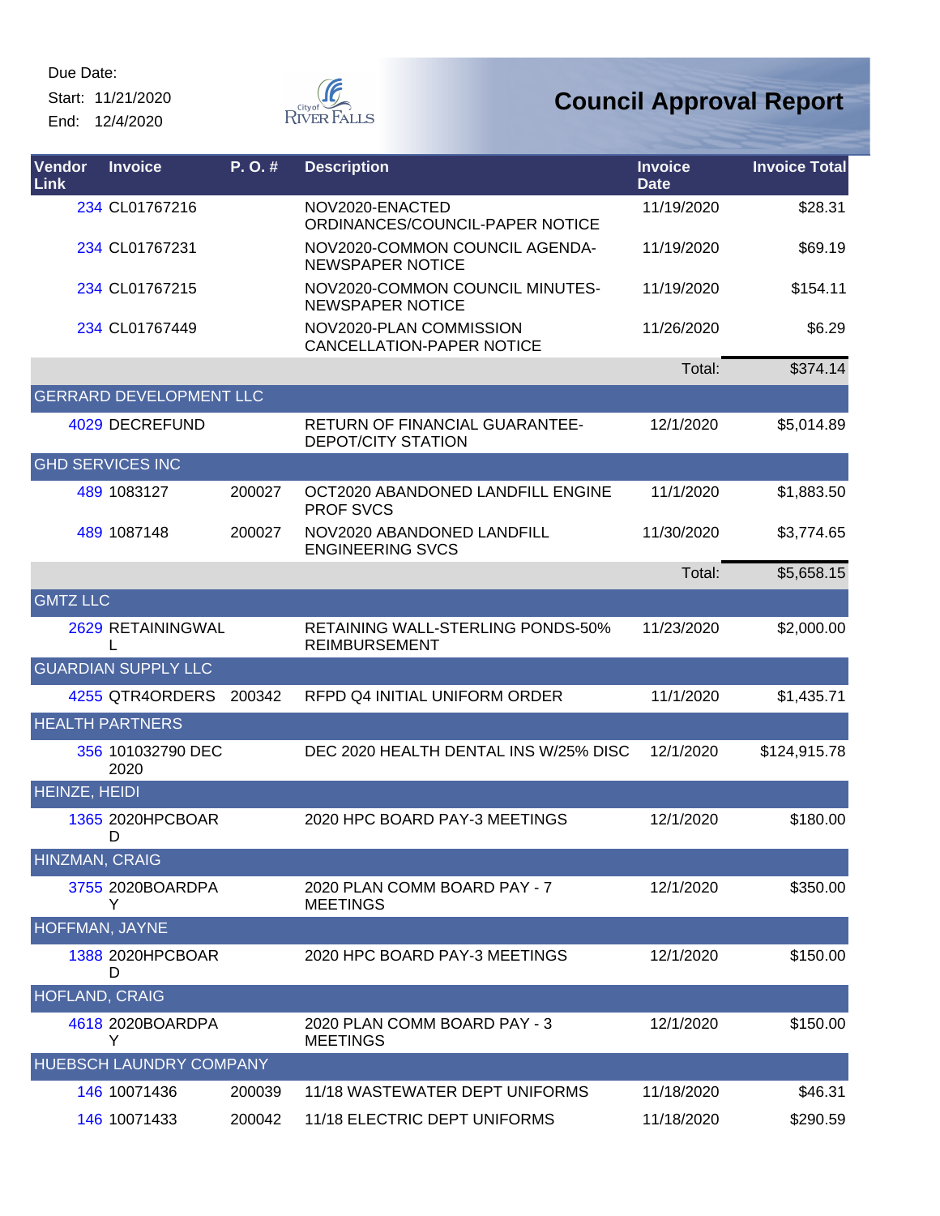Due Date:
Start: 11/21/2020
End: 12/4/2020

# Council Approval Report

| Vendor Link | Invoice | P. O. # | Description | Invoice Date | Invoice Total |
|---|---|---|---|---|---|
| 234 | CL01767216 | | NOV2020-ENACTED ORDINANCES/COUNCIL-PAPER NOTICE | 11/19/2020 | $28.31 |
| 234 | CL01767231 | | NOV2020-COMMON COUNCIL AGENDA-NEWSPAPER NOTICE | 11/19/2020 | $69.19 |
| 234 | CL01767215 | | NOV2020-COMMON COUNCIL MINUTES-NEWSPAPER NOTICE | 11/19/2020 | $154.11 |
| 234 | CL01767449 | | NOV2020-PLAN COMMISSION CANCELLATION-PAPER NOTICE | 11/26/2020 | $6.29 |
| | | | | Total: | $374.14 |
| GERRARD DEVELOPMENT LLC | | | | | |
| 4029 | DECREFUND | | RETURN OF FINANCIAL GUARANTEE-DEPOT/CITY STATION | 12/1/2020 | $5,014.89 |
| GHD SERVICES INC | | | | | |
| 489 | 1083127 | 200027 | OCT2020 ABANDONED LANDFILL ENGINE PROF SVCS | 11/1/2020 | $1,883.50 |
| 489 | 1087148 | 200027 | NOV2020 ABANDONED LANDFILL ENGINEERING SVCS | 11/30/2020 | $3,774.65 |
| | | | | Total: | $5,658.15 |
| GMTZ LLC | | | | | |
| 2629 | RETAININGWALL | | RETAINING WALL-STERLING PONDS-50% REIMBURSEMENT | 11/23/2020 | $2,000.00 |
| GUARDIAN SUPPLY LLC | | | | | |
| 4255 | QTR4ORDERS | 200342 | RFPD Q4 INITIAL UNIFORM ORDER | 11/1/2020 | $1,435.71 |
| HEALTH PARTNERS | | | | | |
| 356 | 101032790 DEC 2020 | | DEC 2020 HEALTH DENTAL INS W/25% DISC | 12/1/2020 | $124,915.78 |
| HEINZE, HEIDI | | | | | |
| 1365 | 2020HPCBOARD | | 2020 HPC BOARD PAY-3 MEETINGS | 12/1/2020 | $180.00 |
| HINZMAN, CRAIG | | | | | |
| 3755 | 2020BOARDPAY | | 2020 PLAN COMM BOARD PAY - 7 MEETINGS | 12/1/2020 | $350.00 |
| HOFFMAN, JAYNE | | | | | |
| 1388 | 2020HPCBOARD | | 2020 HPC BOARD PAY-3 MEETINGS | 12/1/2020 | $150.00 |
| HOFLAND, CRAIG | | | | | |
| 4618 | 2020BOARDPAY | | 2020 PLAN COMM BOARD PAY - 3 MEETINGS | 12/1/2020 | $150.00 |
| HUEBSCH LAUNDRY COMPANY | | | | | |
| 146 | 10071436 | 200039 | 11/18 WASTEWATER DEPT UNIFORMS | 11/18/2020 | $46.31 |
| 146 | 10071433 | 200042 | 11/18 ELECTRIC DEPT UNIFORMS | 11/18/2020 | $290.59 |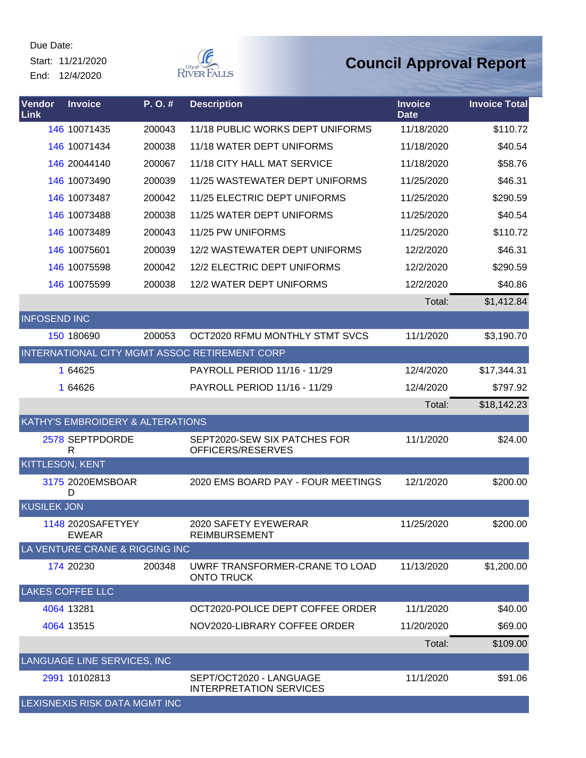Due Date:
Start: 11/21/2020
End: 12/4/2020

# Council Approval Report

| Vendor Link | Invoice | P. O. # | Description | Invoice Date | Invoice Total |
|---|---|---|---|---|---|
| 146 | 10071435 | 200043 | 11/18 PUBLIC WORKS DEPT UNIFORMS | 11/18/2020 | $110.72 |
| 146 | 10071434 | 200038 | 11/18 WATER DEPT UNIFORMS | 11/18/2020 | $40.54 |
| 146 | 20044140 | 200067 | 11/18 CITY HALL MAT SERVICE | 11/18/2020 | $58.76 |
| 146 | 10073490 | 200039 | 11/25 WASTEWATER DEPT UNIFORMS | 11/25/2020 | $46.31 |
| 146 | 10073487 | 200042 | 11/25 ELECTRIC DEPT UNIFORMS | 11/25/2020 | $290.59 |
| 146 | 10073488 | 200038 | 11/25 WATER DEPT UNIFORMS | 11/25/2020 | $40.54 |
| 146 | 10073489 | 200043 | 11/25 PW UNIFORMS | 11/25/2020 | $110.72 |
| 146 | 10075601 | 200039 | 12/2 WASTEWATER DEPT UNIFORMS | 12/2/2020 | $46.31 |
| 146 | 10075598 | 200042 | 12/2 ELECTRIC DEPT UNIFORMS | 12/2/2020 | $290.59 |
| 146 | 10075599 | 200038 | 12/2 WATER DEPT UNIFORMS | 12/2/2020 | $40.86 |
| | | | | Total: | $1,412.84 |
| **INFOSEND INC** | | | | | |
| 150 | 180690 | 200053 | OCT2020 RFMU MONTHLY STMT SVCS | 11/1/2020 | $3,190.70 |
| **INTERNATIONAL CITY MGMT ASSOC RETIREMENT CORP** | | | | | |
| 1 | 64625 | | PAYROLL PERIOD 11/16 - 11/29 | 12/4/2020 | $17,344.31 |
| 1 | 64626 | | PAYROLL PERIOD 11/16 - 11/29 | 12/4/2020 | $797.92 |
| | | | | Total: | $18,142.23 |
| **KATHY'S EMBROIDERY & ALTERATIONS** | | | | | |
| 2578 | SEPTPDORDER | | SEPT2020-SEW SIX PATCHES FOR OFFICERS/RESERVES | 11/1/2020 | $24.00 |
| **KITTLESON, KENT** | | | | | |
| 3175 | 2020EMSBOARD | | 2020 EMS BOARD PAY - FOUR MEETINGS | 12/1/2020 | $200.00 |
| **KUSILEK JON** | | | | | |
| 1148 | 2020SAFETYEYEWEAR | | 2020 SAFETY EYEWEAR REIMBURSEMENT | 11/25/2020 | $200.00 |
| **LA VENTURE CRANE & RIGGING INC** | | | | | |
| 174 | 20230 | 200348 | UWRF TRANSFORMER-CRANE TO LOAD ONTO TRUCK | 11/13/2020 | $1,200.00 |
| **LAKES COFFEE LLC** | | | | | |
| 4064 | 13281 | | OCT2020-POLICE DEPT COFFEE ORDER | 11/1/2020 | $40.00 |
| 4064 | 13515 | | NOV2020-LIBRARY COFFEE ORDER | 11/20/2020 | $69.00 |
| | | | | Total: | $109.00 |
| **LANGUAGE LINE SERVICES, INC** | | | | | |
| 2991 | 10102813 | | SEPT/OCT2020 - LANGUAGE INTERPRETATION SERVICES | 11/1/2020 | $91.06 |
| **LEXISNEXIS RISK DATA MGMT INC** | | | | | |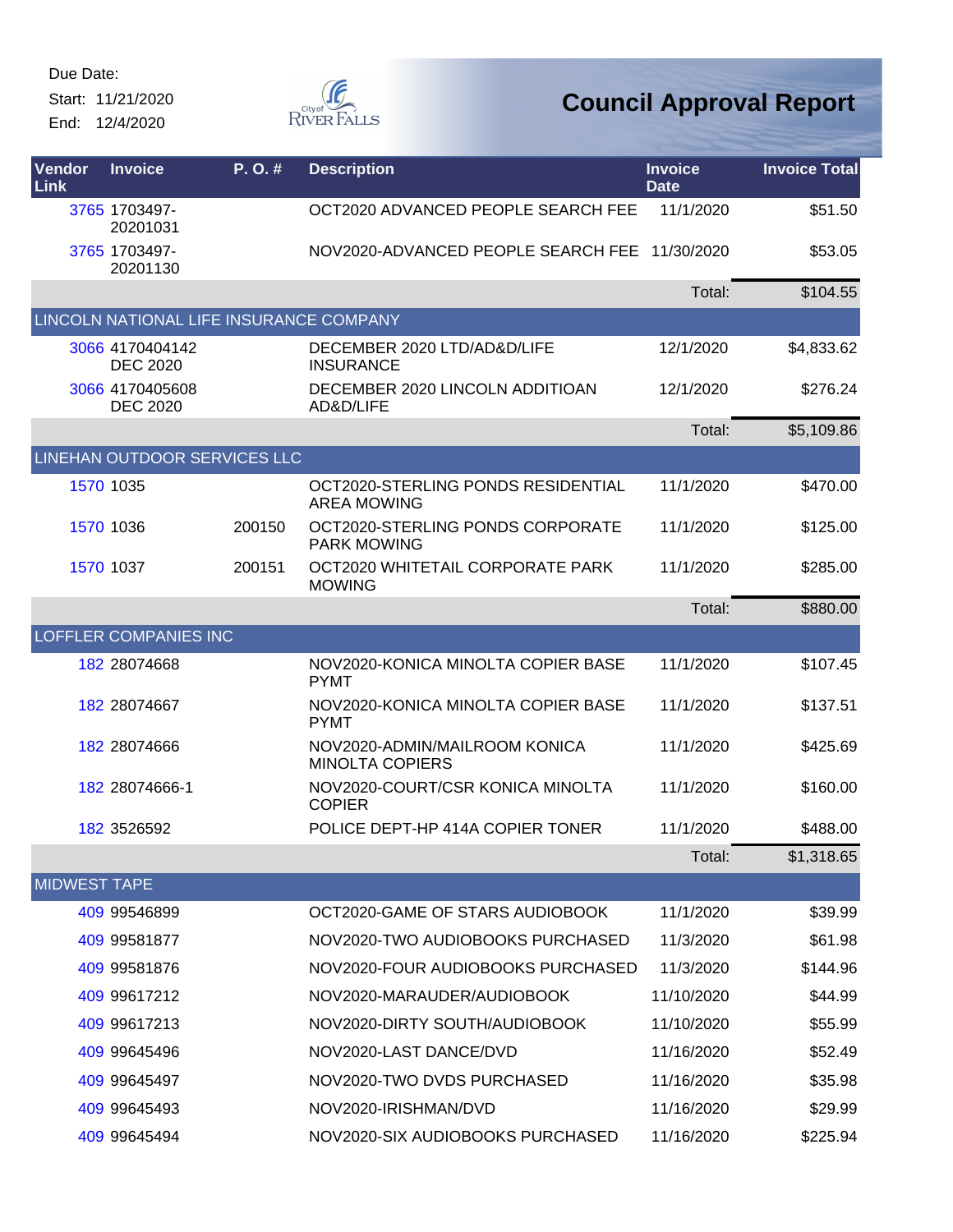Due Date:

Start: 11/21/2020

End: 12/4/2020

# Council Approval Report

| Vendor Link | Invoice | P. O. # | Description | Invoice Date | Invoice Total |
|---|---|---|---|---|---|
| 3765 | 1703497-20201031 | | OCT2020 ADVANCED PEOPLE SEARCH FEE | 11/1/2020 | $51.50 |
| 3765 | 1703497-20201130 | | NOV2020-ADVANCED PEOPLE SEARCH FEE | 11/30/2020 | $53.05 |
| | | | | Total: | $104.55 |
| LINCOLN NATIONAL LIFE INSURANCE COMPANY | | | | | |
| 3066 | 4170404142 DEC 2020 | | DECEMBER 2020 LTD/AD&D/LIFE INSURANCE | 12/1/2020 | $4,833.62 |
| 3066 | 4170405608 DEC 2020 | | DECEMBER 2020 LINCOLN ADDITIOAN AD&D/LIFE | 12/1/2020 | $276.24 |
| | | | | Total: | $5,109.86 |
| LINEHAN OUTDOOR SERVICES LLC | | | | | |
| 1570 | 1035 | | OCT2020-STERLING PONDS RESIDENTIAL AREA MOWING | 11/1/2020 | $470.00 |
| 1570 | 1036 | 200150 | OCT2020-STERLING PONDS CORPORATE PARK MOWING | 11/1/2020 | $125.00 |
| 1570 | 1037 | 200151 | OCT2020 WHITETAIL CORPORATE PARK MOWING | 11/1/2020 | $285.00 |
| | | | | Total: | $880.00 |
| LOFFLER COMPANIES INC | | | | | |
| 182 | 28074668 | | NOV2020-KONICA MINOLTA COPIER BASE PYMT | 11/1/2020 | $107.45 |
| 182 | 28074667 | | NOV2020-KONICA MINOLTA COPIER BASE PYMT | 11/1/2020 | $137.51 |
| 182 | 28074666 | | NOV2020-ADMIN/MAILROOM KONICA MINOLTA COPIERS | 11/1/2020 | $425.69 |
| 182 | 28074666-1 | | NOV2020-COURT/CSR KONICA MINOLTA COPIER | 11/1/2020 | $160.00 |
| 182 | 3526592 | | POLICE DEPT-HP 414A COPIER TONER | 11/1/2020 | $488.00 |
| | | | | Total: | $1,318.65 |
| MIDWEST TAPE | | | | | |
| 409 | 99546899 | | OCT2020-GAME OF STARS AUDIOBOOK | 11/1/2020 | $39.99 |
| 409 | 99581877 | | NOV2020-TWO AUDIOBOOKS PURCHASED | 11/3/2020 | $61.98 |
| 409 | 99581876 | | NOV2020-FOUR AUDIOBOOKS PURCHASED | 11/3/2020 | $144.96 |
| 409 | 99617212 | | NOV2020-MARAUDER/AUDIOBOOK | 11/10/2020 | $44.99 |
| 409 | 99617213 | | NOV2020-DIRTY SOUTH/AUDIOBOOK | 11/10/2020 | $55.99 |
| 409 | 99645496 | | NOV2020-LAST DANCE/DVD | 11/16/2020 | $52.49 |
| 409 | 99645497 | | NOV2020-TWO DVDS PURCHASED | 11/16/2020 | $35.98 |
| 409 | 99645493 | | NOV2020-IRISHMAN/DVD | 11/16/2020 | $29.99 |
| 409 | 99645494 | | NOV2020-SIX AUDIOBOOKS PURCHASED | 11/16/2020 | $225.94 |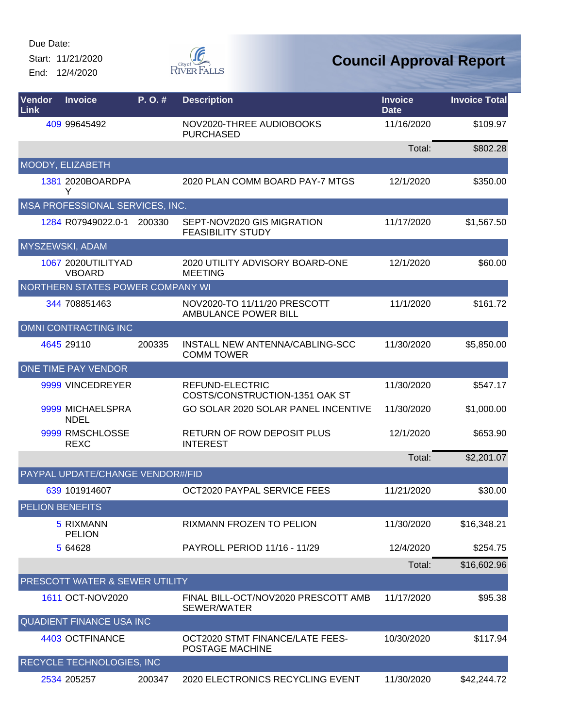Due Date:
Start: 11/21/2020
End: 12/4/2020

# Council Approval Report

| Vendor Link | Invoice | P. O. # | Description | Invoice Date | Invoice Total |
|---|---|---|---|---|---|
| 409 | 99645492 | | NOV2020-THREE AUDIOBOOKS PURCHASED | 11/16/2020 | $109.97 |
| | | | | Total: | $802.28 |
| MOODY, ELIZABETH | | | | | |
| 1381 | 2020BOARDPAY | | 2020 PLAN COMM BOARD PAY-7 MTGS | 12/1/2020 | $350.00 |
| MSA PROFESSIONAL SERVICES, INC. | | | | | |
| 1284 | R07949022.0-1 | 200330 | SEPT-NOV2020 GIS MIGRATION FEASIBILITY STUDY | 11/17/2020 | $1,567.50 |
| MYSZEWSKI, ADAM | | | | | |
| 1067 | 2020UTILITYADVBOARD | | 2020 UTILITY ADVISORY BOARD-ONE MEETING | 12/1/2020 | $60.00 |
| NORTHERN STATES POWER COMPANY WI | | | | | |
| 344 | 708851463 | | NOV2020-TO 11/11/20 PRESCOTT AMBULANCE POWER BILL | 11/1/2020 | $161.72 |
| OMNI CONTRACTING INC | | | | | |
| 4645 | 29110 | 200335 | INSTALL NEW ANTENNA/CABLING-SCC COMM TOWER | 11/30/2020 | $5,850.00 |
| ONE TIME PAY VENDOR | | | | | |
| 9999 | VINCEDREYER | | REFUND-ELECTRIC COSTS/CONSTRUCTION-1351 OAK ST | 11/30/2020 | $547.17 |
| 9999 | MICHAELSPRANDEL | | GO SOLAR 2020 SOLAR PANEL INCENTIVE | 11/30/2020 | $1,000.00 |
| 9999 | RMSCHLOSSEREXC | | RETURN OF ROW DEPOSIT PLUS INTEREST | 12/1/2020 | $653.90 |
| | | | | Total: | $2,201.07 |
| PAYPAL UPDATE/CHANGE VENDOR#/FID | | | | | |
| 639 | 101914607 | | OCT2020 PAYPAL SERVICE FEES | 11/21/2020 | $30.00 |
| PELION BENEFITS | | | | | |
| 5 | RIXMANN PELION | | RIXMANN FROZEN TO PELION | 11/30/2020 | $16,348.21 |
| 5 | 64628 | | PAYROLL PERIOD 11/16 - 11/29 | 12/4/2020 | $254.75 |
| | | | | Total: | $16,602.96 |
| PRESCOTT WATER & SEWER UTILITY | | | | | |
| 1611 | OCT-NOV2020 | | FINAL BILL-OCT/NOV2020 PRESCOTT AMB SEWER/WATER | 11/17/2020 | $95.38 |
| QUADIENT FINANCE USA INC | | | | | |
| 4403 | OCTFINANCE | | OCT2020 STMT FINANCE/LATE FEES-POSTAGE MACHINE | 10/30/2020 | $117.94 |
| RECYCLE TECHNOLOGIES, INC | | | | | |
| 2534 | 205257 | 200347 | 2020 ELECTRONICS RECYCLING EVENT | 11/30/2020 | $42,244.72 |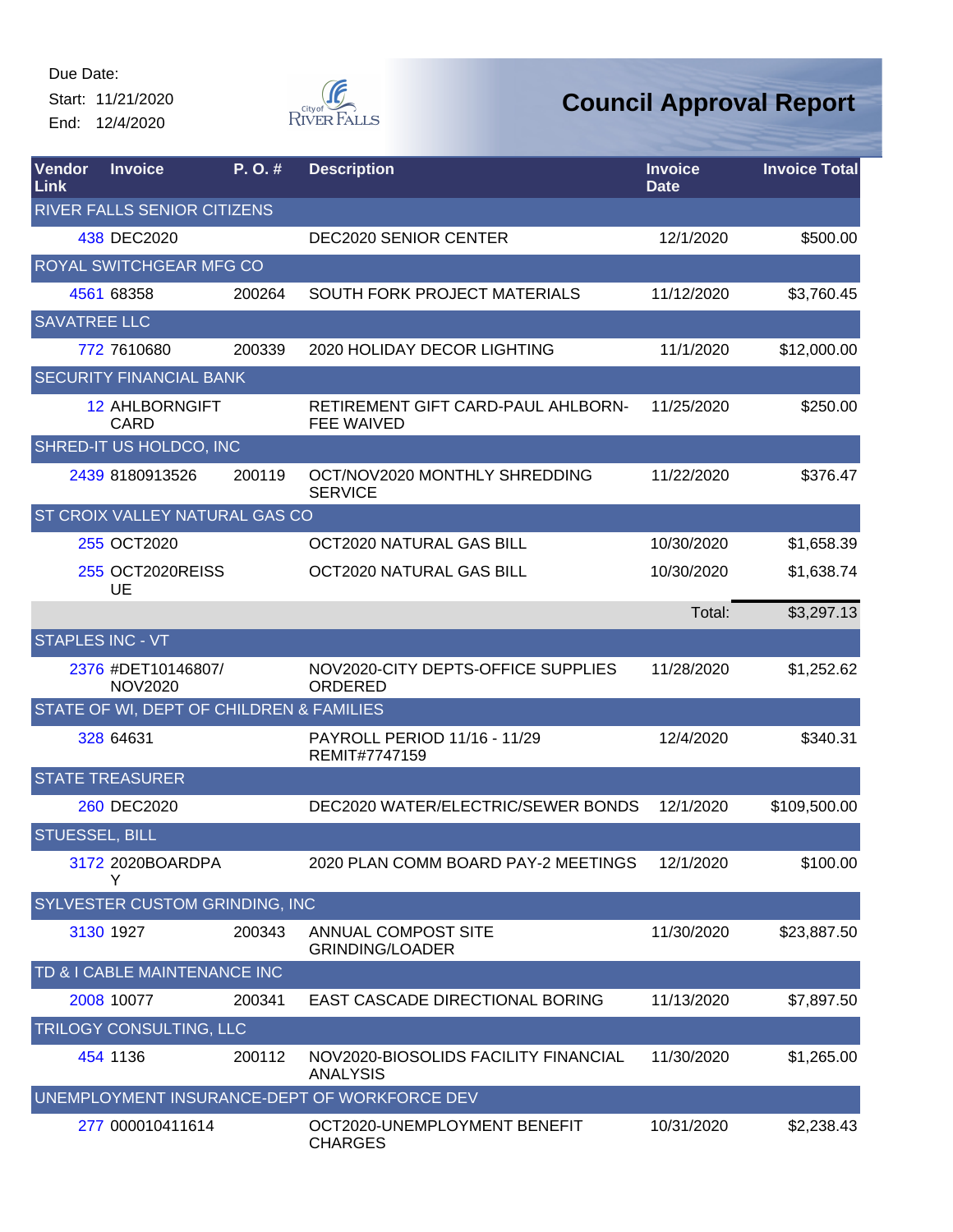Due Date:

Start: 11/21/2020

End: 12/4/2020

# Council Approval Report

| Vendor Link | Invoice | P. O. # | Description | Invoice Date | Invoice Total |
|---|---|---|---|---|---|
| RIVER FALLS SENIOR CITIZENS | | | | | |
| 438 | DEC2020 | | DEC2020 SENIOR CENTER | 12/1/2020 | $500.00 |
| ROYAL SWITCHGEAR MFG CO | | | | | |
| 4561 | 68358 | 200264 | SOUTH FORK PROJECT MATERIALS | 11/12/2020 | $3,760.45 |
| SAVATREE LLC | | | | | |
| 772 | 7610680 | 200339 | 2020 HOLIDAY DECOR LIGHTING | 11/1/2020 | $12,000.00 |
| SECURITY FINANCIAL BANK | | | | | |
| 12 | AHLBORNGIFT CARD | | RETIREMENT GIFT CARD-PAUL AHLBORN-FEE WAIVED | 11/25/2020 | $250.00 |
| SHRED-IT US HOLDCO, INC | | | | | |
| 2439 | 8180913526 | 200119 | OCT/NOV2020 MONTHLY SHREDDING SERVICE | 11/22/2020 | $376.47 |
| ST CROIX VALLEY NATURAL GAS CO | | | | | |
| 255 | OCT2020 | | OCT2020 NATURAL GAS BILL | 10/30/2020 | $1,658.39 |
| 255 | OCT2020REISSUE | | OCT2020 NATURAL GAS BILL | 10/30/2020 | $1,638.74 |
| | | | | Total: | $3,297.13 |
| STAPLES INC - VT | | | | | |
| 2376 | #DET10146807/NOV2020 | | NOV2020-CITY DEPTS-OFFICE SUPPLIES ORDERED | 11/28/2020 | $1,252.62 |
| STATE OF WI, DEPT OF CHILDREN & FAMILIES | | | | | |
| 328 | 64631 | | PAYROLL PERIOD 11/16 - 11/29 REMIT#7747159 | 12/4/2020 | $340.31 |
| STATE TREASURER | | | | | |
| 260 | DEC2020 | | DEC2020 WATER/ELECTRIC/SEWER BONDS | 12/1/2020 | $109,500.00 |
| STUESSEL, BILL | | | | | |
| 3172 | 2020BOARDPAY | | 2020 PLAN COMM BOARD PAY-2 MEETINGS | 12/1/2020 | $100.00 |
| SYLVESTER CUSTOM GRINDING, INC | | | | | |
| 3130 | 1927 | 200343 | ANNUAL COMPOST SITE GRINDING/LOADER | 11/30/2020 | $23,887.50 |
| TD & I CABLE MAINTENANCE INC | | | | | |
| 2008 | 10077 | 200341 | EAST CASCADE DIRECTIONAL BORING | 11/13/2020 | $7,897.50 |
| TRILOGY CONSULTING, LLC | | | | | |
| 454 | 1136 | 200112 | NOV2020-BIOSOLIDS FACILITY FINANCIAL ANALYSIS | 11/30/2020 | $1,265.00 |
| UNEMPLOYMENT INSURANCE-DEPT OF WORKFORCE DEV | | | | | |
| 277 | 000010411614 | | OCT2020-UNEMPLOYMENT BENEFIT CHARGES | 10/31/2020 | $2,238.43 |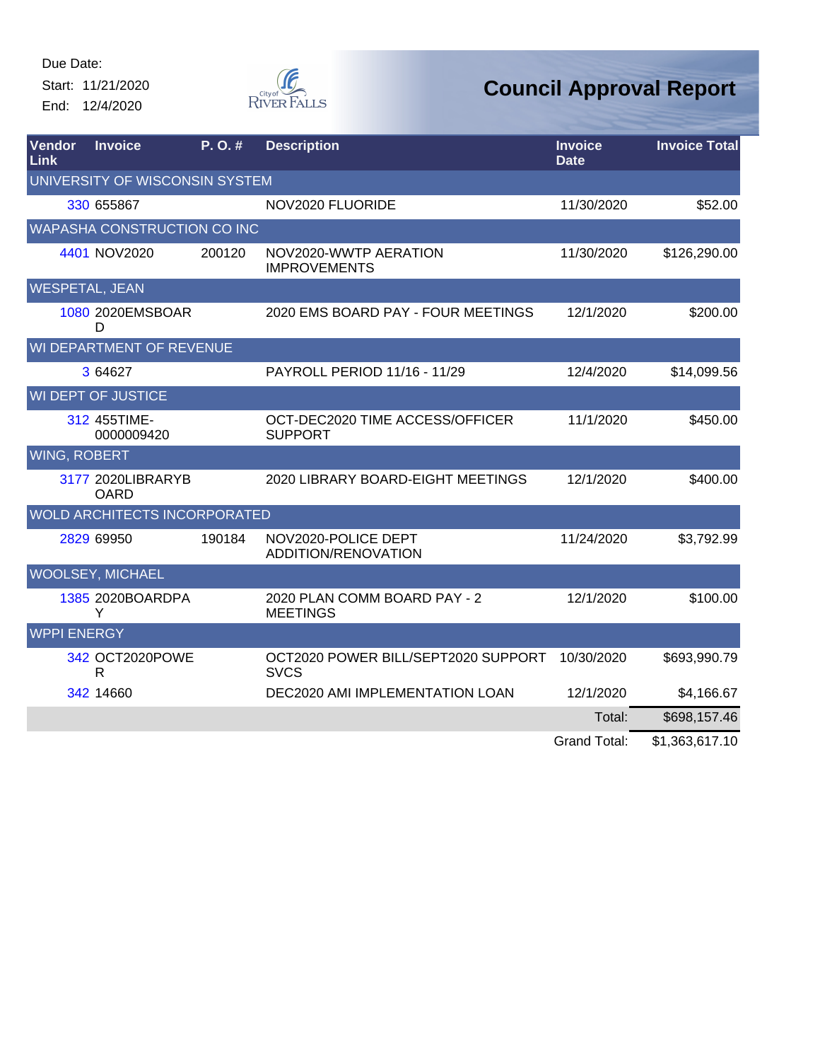Due Date:
Start: 11/21/2020
End: 12/4/2020

# Council Approval Report

| Vendor Link | Invoice | P. O. # | Description | Invoice Date | Invoice Total |
|---|---|---|---|---|---|
| UNIVERSITY OF WISCONSIN SYSTEM | | | | | |
| 330 | 655867 | | NOV2020 FLUORIDE | 11/30/2020 | $52.00 |
| WAPASHA CONSTRUCTION CO INC | | | | | |
| 4401 | NOV2020 | 200120 | NOV2020-WWTP AERATION IMPROVEMENTS | 11/30/2020 | $126,290.00 |
| WESPETAL, JEAN | | | | | |
| 1080 | 2020EMSBOARD | | 2020 EMS BOARD PAY - FOUR MEETINGS | 12/1/2020 | $200.00 |
| WI DEPARTMENT OF REVENUE | | | | | |
| 3 | 64627 | | PAYROLL PERIOD 11/16 - 11/29 | 12/4/2020 | $14,099.56 |
| WI DEPT OF JUSTICE | | | | | |
| 312 | 455TIME-0000009420 | | OCT-DEC2020 TIME ACCESS/OFFICER SUPPORT | 11/1/2020 | $450.00 |
| WING, ROBERT | | | | | |
| 3177 | 2020LIBRARYBOARD | | 2020 LIBRARY BOARD-EIGHT MEETINGS | 12/1/2020 | $400.00 |
| WOLD ARCHITECTS INCORPORATED | | | | | |
| 2829 | 69950 | 190184 | NOV2020-POLICE DEPT ADDITION/RENOVATION | 11/24/2020 | $3,792.99 |
| WOOLSEY, MICHAEL | | | | | |
| 1385 | 2020BOARDPAY | | 2020 PLAN COMM BOARD PAY - 2 MEETINGS | 12/1/2020 | $100.00 |
| WPPI ENERGY | | | | | |
| 342 | OCT2020POWER | | OCT2020 POWER BILL/SEPT2020 SUPPORT SVCS | 10/30/2020 | $693,990.79 |
| 342 | 14660 | | DEC2020 AMI IMPLEMENTATION LOAN | 12/1/2020 | $4,166.67 |
| | | | | Total: | $698,157.46 |
| | | | | Grand Total: | $1,363,617.10 |